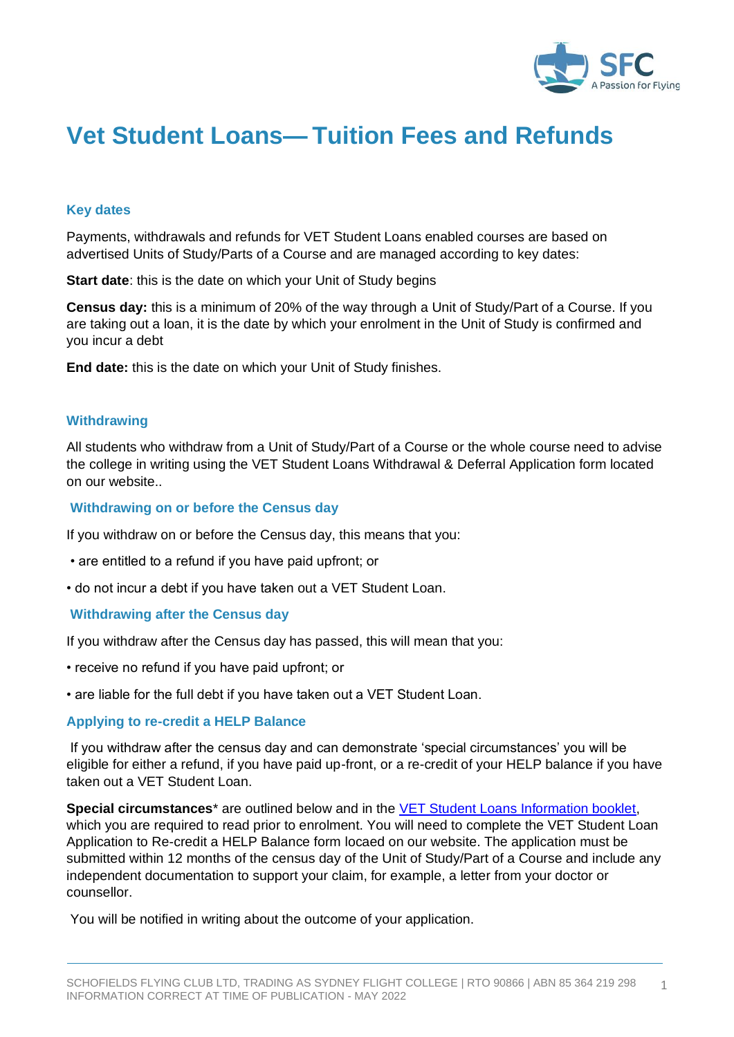# Vet Student Loans— Tuition Fees and Refunds

### Key dates

Payments, withdrawals and refunds for VET Student Loans enabled courses are based on advertised Units of Study/Parts of a Course and are managed according to key dates:

**Start date**: this is the date on which your Unit of Study begins

**Census day:** this is a minimum of 20% of the way through a Unit of Study/Part of a Course. If you are taking out a loan, it is the date by which your enrolment in the Unit of Study is confirmed and you incur a debt

**End date:** this is the date on which your Unit of Study finishes.

### Withdrawing

All students who withdraw from a Unit of Study/Part of a Course or the whole course need to advise the college in writing using the VET Student Loans Withdrawal & Deferral Application form located on our website..

### Withdrawing on or before the Census day

If you withdraw on or before the Census day, this means that you:

- are entitled to a refund if you have paid upfront; or
- do not incur a debt if you have taken out a VET Student Loan.

### Withdrawing after the Census day

If you withdraw after the Census day has passed, this will mean that you:

- receive no refund if you have paid upfront; or
- are liable for the full debt if you have taken out a VET Student Loan.

### Applying to re-credit a HELP Balance

If you withdraw after the census day and can demonstrate 'special circumstances' you will be eligible for either a refund, if you have paid up-front, or a re-credit of your HELP balance if you have taken out a VET Student Loan.

**Special circumstances*** are outlined below and in the [VET Student Loans Information booklet](), which you are required to read prior to enrolment. You will need to complete the VET Student Loan Application to Re-credit a HELP Balance form locaed on our website. The application must be submitted within 12 months of the census day of the Unit of Study/Part of a Course and include any independent documentation to support your claim, for example, a letter from your doctor or counsellor.

You will be notified in writing about the outcome of your application.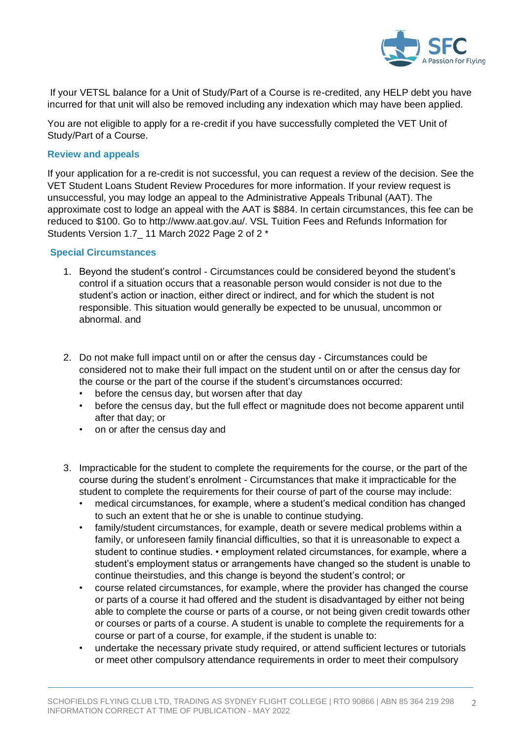If your VETSL balance for a Unit of Study/Part of a Course is re-credited, any HELP debt you have incurred for that unit will also be removed including any indexation which may have been applied.

You are not eligible to apply for a re-credit if you have successfully completed the VET Unit of Study/Part of a Course.

### Review and appeals

If your application for a re-credit is not successful, you can request a review of the decision. See the VET Student Loans Student Review Procedures for more information. If your review request is unsuccessful, you may lodge an appeal to the Administrative Appeals Tribunal (AAT). The approximate cost to lodge an appeal with the AAT is $884. In certain circumstances, this fee can be reduced to $100. Go to http://www.aat.gov.au/. VSL Tuition Fees and Refunds Information for Students Version 1.7_ 11 March 2022 Page 2 of 2 *

### Special Circumstances

1. Beyond the student's control - Circumstances could be considered beyond the student's control if a situation occurs that a reasonable person would consider is not due to the student's action or inaction, either direct or indirect, and for which the student is not responsible. This situation would generally be expected to be unusual, uncommon or abnormal. and

2. Do not make full impact until on or after the census day - Circumstances could be considered not to make their full impact on the student until on or after the census day for the course or the part of the course if the student's circumstances occurred:
   - before the census day, but worsen after that day
   - before the census day, but the full effect or magnitude does not become apparent until after that day; or
   - on or after the census day and

3. Impracticable for the student to complete the requirements for the course, or the part of the course during the student's enrolment - Circumstances that make it impracticable for the student to complete the requirements for their course of part of the course may include:
   - medical circumstances, for example, where a student's medical condition has changed to such an extent that he or she is unable to continue studying.
   - family/student circumstances, for example, death or severe medical problems within a family, or unforeseen family financial difficulties, so that it is unreasonable to expect a student to continue studies. • employment related circumstances, for example, where a student's employment status or arrangements have changed so the student is unable to continue theirstudies, and this change is beyond the student's control; or
   - course related circumstances, for example, where the provider has changed the course or parts of a course it had offered and the student is disadvantaged by either not being able to complete the course or parts of a course, or not being given credit towards other or courses or parts of a course. A student is unable to complete the requirements for a course or part of a course, for example, if the student is unable to:
   - undertake the necessary private study required, or attend sufficient lectures or tutorials or meet other compulsory attendance requirements in order to meet their compulsory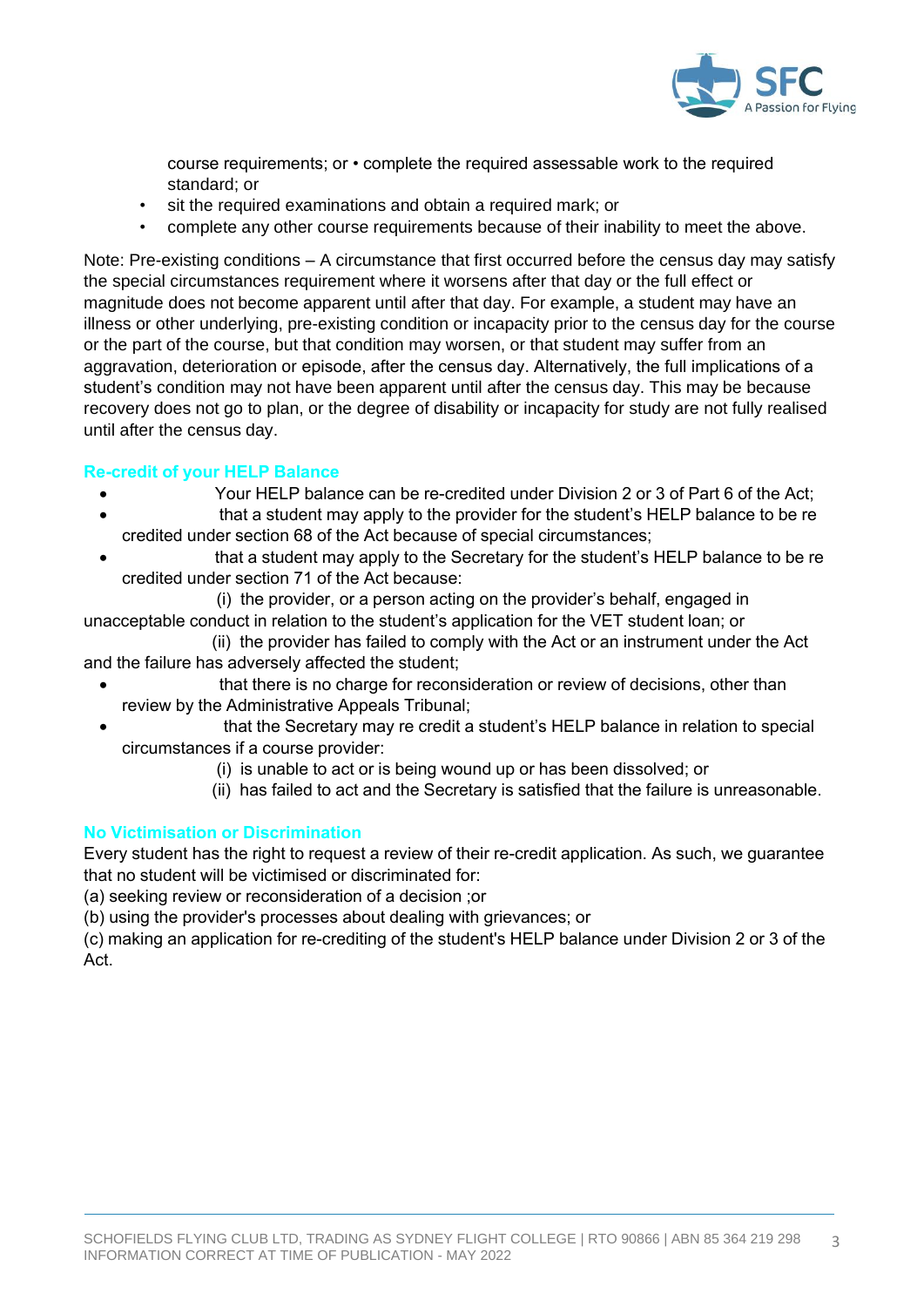course requirements; or • complete the required assessable work to the required standard; or

- sit the required examinations and obtain a required mark; or
- complete any other course requirements because of their inability to meet the above.

Note: Pre-existing conditions – A circumstance that first occurred before the census day may satisfy the special circumstances requirement where it worsens after that day or the full effect or magnitude does not become apparent until after that day. For example, a student may have an illness or other underlying, pre-existing condition or incapacity prior to the census day for the course or the part of the course, but that condition may worsen, or that student may suffer from an aggravation, deterioration or episode, after the census day. Alternatively, the full implications of a student's condition may not have been apparent until after the census day. This may be because recovery does not go to plan, or the degree of disability or incapacity for study are not fully realised until after the census day.

### Re-credit of your HELP Balance

- Your HELP balance can be re-credited under Division 2 or 3 of Part 6 of the Act;
- that a student may apply to the provider for the student's HELP balance to be re credited under section 68 of the Act because of special circumstances;
- that a student may apply to the Secretary for the student's HELP balance to be re credited under section 71 of the Act because:

(i) the provider, or a person acting on the provider's behalf, engaged in unacceptable conduct in relation to the student's application for the VET student loan; or

(ii) the provider has failed to comply with the Act or an instrument under the Act and the failure has adversely affected the student;

- that there is no charge for reconsideration or review of decisions, other than review by the Administrative Appeals Tribunal;
- that the Secretary may re credit a student's HELP balance in relation to special circumstances if a course provider:
  - (i) is unable to act or is being wound up or has been dissolved; or
  - (ii) has failed to act and the Secretary is satisfied that the failure is unreasonable.

### No Victimisation or Discrimination

Every student has the right to request a review of their re-credit application. As such, we guarantee that no student will be victimised or discriminated for:

(a) seeking review or reconsideration of a decision ;or

(b) using the provider's processes about dealing with grievances; or

(c) making an application for re-crediting of the student's HELP balance under Division 2 or 3 of the Act.